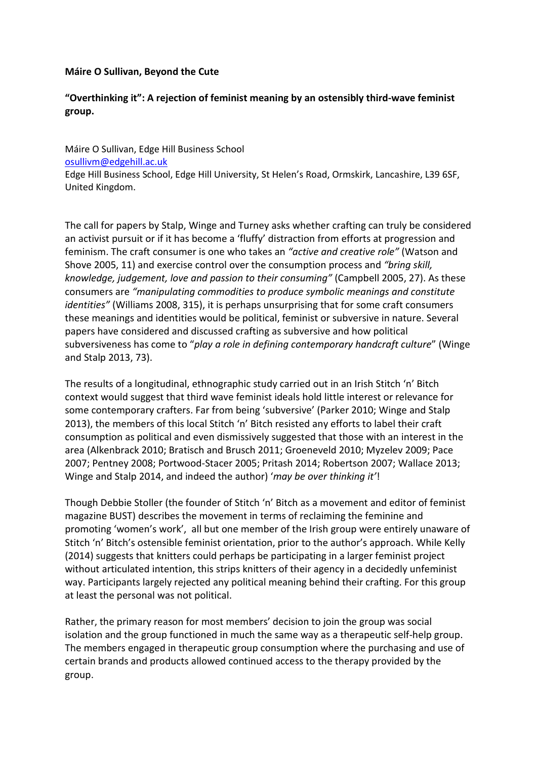**Máire O Sullivan, Beyond the Cute**

**"Overthinking it": A rejection of feminist meaning by an ostensibly third-wave feminist group.**

Máire O Sullivan, Edge Hill Business School
osullivm@edgehill.ac.uk
Edge Hill Business School, Edge Hill University, St Helen's Road, Ormskirk, Lancashire, L39 6SF, United Kingdom.

The call for papers by Stalp, Winge and Turney asks whether crafting can truly be considered an activist pursuit or if it has become a 'fluffy' distraction from efforts at progression and feminism. The craft consumer is one who takes an *"active and creative role"* (Watson and Shove 2005, 11) and exercise control over the consumption process and *"bring skill, knowledge, judgement, love and passion to their consuming"* (Campbell 2005, 27). As these consumers are *"manipulating commodities to produce symbolic meanings and constitute identities"* (Williams 2008, 315), it is perhaps unsurprising that for some craft consumers these meanings and identities would be political, feminist or subversive in nature. Several papers have considered and discussed crafting as subversive and how political subversiveness has come to "*play a role in defining contemporary handcraft culture*" (Winge and Stalp 2013, 73).

The results of a longitudinal, ethnographic study carried out in an Irish Stitch 'n' Bitch context would suggest that third wave feminist ideals hold little interest or relevance for some contemporary crafters. Far from being 'subversive' (Parker 2010; Winge and Stalp 2013), the members of this local Stitch 'n' Bitch resisted any efforts to label their craft consumption as political and even dismissively suggested that those with an interest in the area (Alkenbrack 2010; Bratisch and Brusch 2011; Groeneveld 2010; Myzelev 2009; Pace 2007; Pentney 2008; Portwood-Stacer 2005; Pritash 2014; Robertson 2007; Wallace 2013; Winge and Stalp 2014, and indeed the author) '*may be over thinking it'*!

Though Debbie Stoller (the founder of Stitch 'n' Bitch as a movement and editor of feminist magazine BUST) describes the movement in terms of reclaiming the feminine and promoting 'women's work', all but one member of the Irish group were entirely unaware of Stitch 'n' Bitch's ostensible feminist orientation, prior to the author's approach. While Kelly (2014) suggests that knitters could perhaps be participating in a larger feminist project without articulated intention, this strips knitters of their agency in a decidedly unfeminist way. Participants largely rejected any political meaning behind their crafting. For this group at least the personal was not political.

Rather, the primary reason for most members' decision to join the group was social isolation and the group functioned in much the same way as a therapeutic self-help group. The members engaged in therapeutic group consumption where the purchasing and use of certain brands and products allowed continued access to the therapy provided by the group.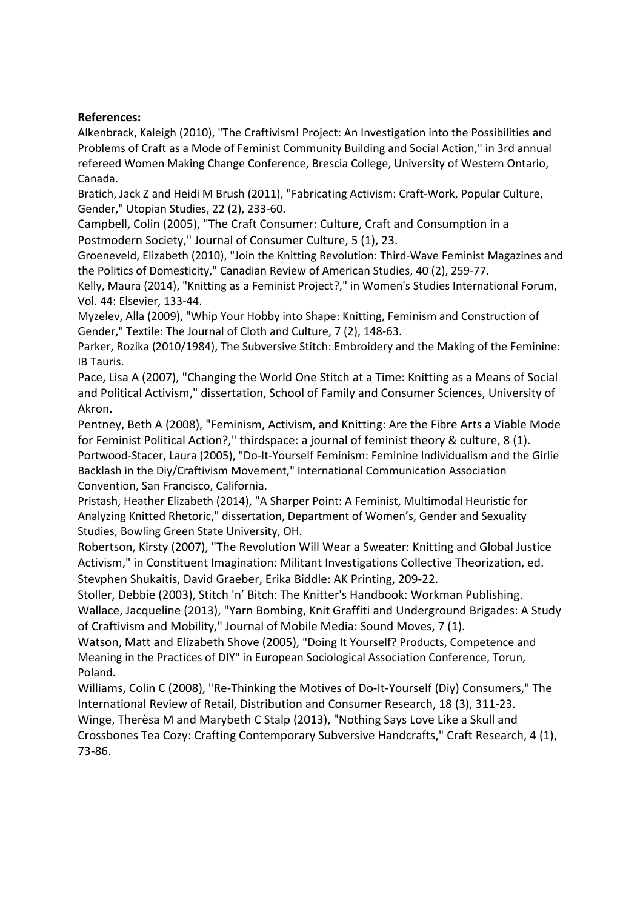**References:**

Alkenbrack, Kaleigh (2010), "The Craftivism! Project: An Investigation into the Possibilities and Problems of Craft as a Mode of Feminist Community Building and Social Action," in 3rd annual refereed Women Making Change Conference, Brescia College, University of Western Ontario, Canada.

Bratich, Jack Z and Heidi M Brush (2011), "Fabricating Activism: Craft-Work, Popular Culture, Gender," Utopian Studies, 22 (2), 233-60.

Campbell, Colin (2005), "The Craft Consumer: Culture, Craft and Consumption in a Postmodern Society," Journal of Consumer Culture, 5 (1), 23.

Groeneveld, Elizabeth (2010), "Join the Knitting Revolution: Third-Wave Feminist Magazines and the Politics of Domesticity," Canadian Review of American Studies, 40 (2), 259-77.

Kelly, Maura (2014), "Knitting as a Feminist Project?," in Women's Studies International Forum, Vol. 44: Elsevier, 133-44.

Myzelev, Alla (2009), "Whip Your Hobby into Shape: Knitting, Feminism and Construction of Gender," Textile: The Journal of Cloth and Culture, 7 (2), 148-63.

Parker, Rozika (2010/1984), The Subversive Stitch: Embroidery and the Making of the Feminine: IB Tauris.

Pace, Lisa A (2007), "Changing the World One Stitch at a Time: Knitting as a Means of Social and Political Activism," dissertation, School of Family and Consumer Sciences, University of Akron.

Pentney, Beth A (2008), "Feminism, Activism, and Knitting: Are the Fibre Arts a Viable Mode for Feminist Political Action?," thirdspace: a journal of feminist theory & culture, 8 (1).

Portwood-Stacer, Laura (2005), "Do-It-Yourself Feminism: Feminine Individualism and the Girlie Backlash in the Diy/Craftivism Movement," International Communication Association Convention, San Francisco, California.

Pristash, Heather Elizabeth (2014), "A Sharper Point: A Feminist, Multimodal Heuristic for Analyzing Knitted Rhetoric," dissertation, Department of Women's, Gender and Sexuality Studies, Bowling Green State University, OH.

Robertson, Kirsty (2007), "The Revolution Will Wear a Sweater: Knitting and Global Justice Activism," in Constituent Imagination: Militant Investigations Collective Theorization, ed. Stevphen Shukaitis, David Graeber, Erika Biddle: AK Printing, 209-22.

Stoller, Debbie (2003), Stitch 'n' Bitch: The Knitter's Handbook: Workman Publishing.

Wallace, Jacqueline (2013), "Yarn Bombing, Knit Graffiti and Underground Brigades: A Study of Craftivism and Mobility," Journal of Mobile Media: Sound Moves, 7 (1).

Watson, Matt and Elizabeth Shove (2005), "Doing It Yourself? Products, Competence and Meaning in the Practices of DIY" in European Sociological Association Conference, Torun, Poland.

Williams, Colin C (2008), "Re-Thinking the Motives of Do-It-Yourself (Diy) Consumers," The International Review of Retail, Distribution and Consumer Research, 18 (3), 311-23.

Winge, Therèsa M and Marybeth C Stalp (2013), "Nothing Says Love Like a Skull and Crossbones Tea Cozy: Crafting Contemporary Subversive Handcrafts," Craft Research, 4 (1), 73-86.